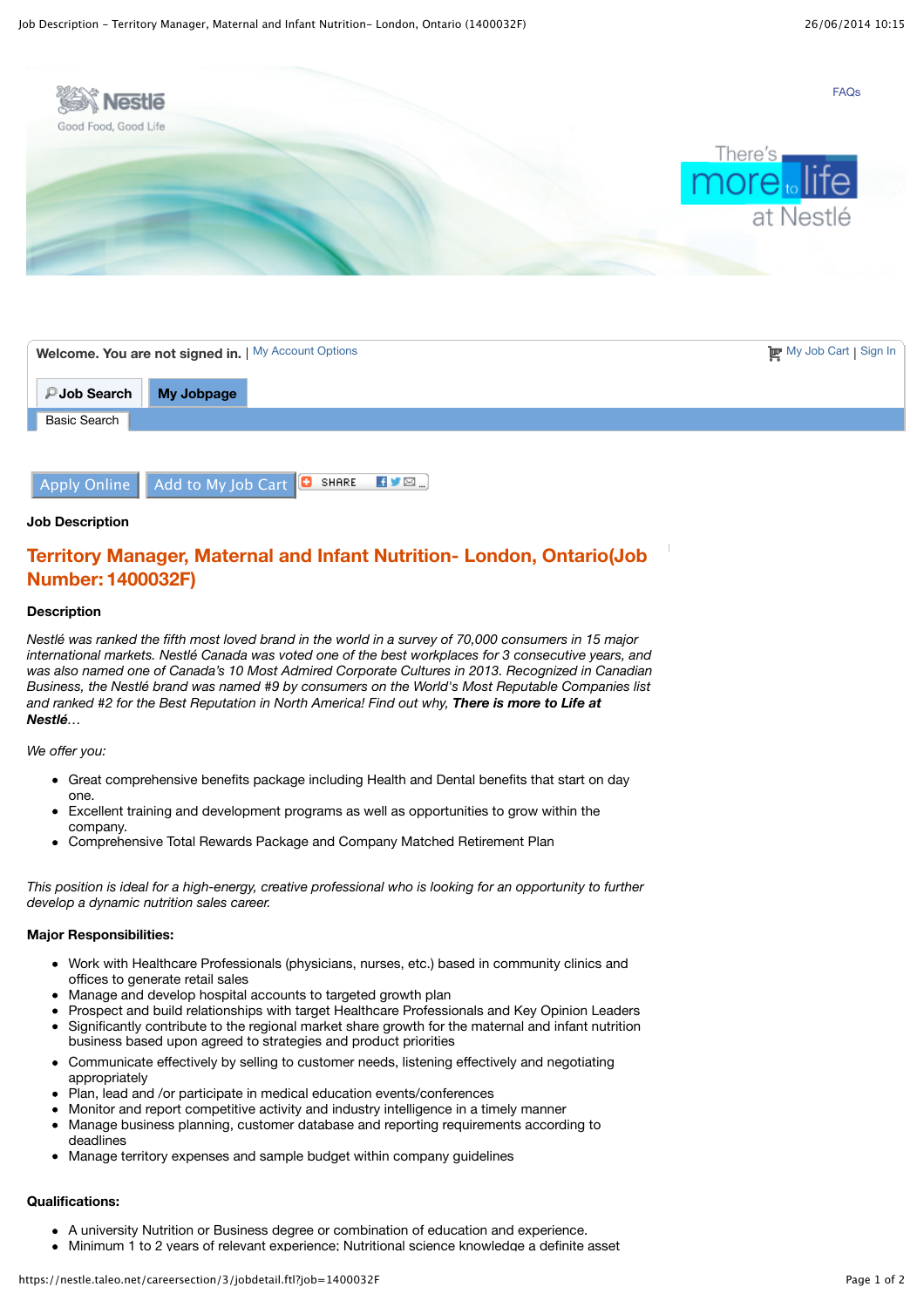Welcome. You are not signed in. | My Account Options

My Job Cart | Sign In

Job Search | My Jobpage

Basic Search

Apply Online | Add to My Job Cart

**Job Description**

## Territory Manager, Maternal and Infant Nutrition- London, Ontario(Job Number: 1400032F)

**Description**

*Nestlé was ranked the fifth most loved brand in the world in a survey of 70,000 consumers in 15 major international markets. Nestlé Canada was voted one of the best workplaces for 3 consecutive years, and was also named one of Canada's 10 Most Admired Corporate Cultures in 2013. Recognized in Canadian Business, the Nestlé brand was named #9 by consumers on the World's Most Reputable Companies list and ranked #2 for the Best Reputation in North America! Find out why,* ***There is more to Life at Nestlé****...*

*We offer you:*

- Great comprehensive benefits package including Health and Dental benefits that start on day one.
- Excellent training and development programs as well as opportunities to grow within the company.
- Comprehensive Total Rewards Package and Company Matched Retirement Plan

*This position is ideal for a high-energy, creative professional who is looking for an opportunity to further develop a dynamic nutrition sales career.*

**Major Responsibilities:**

- Work with Healthcare Professionals (physicians, nurses, etc.) based in community clinics and offices to generate retail sales
- Manage and develop hospital accounts to targeted growth plan
- Prospect and build relationships with target Healthcare Professionals and Key Opinion Leaders
- Significantly contribute to the regional market share growth for the maternal and infant nutrition business based upon agreed to strategies and product priorities
- Communicate effectively by selling to customer needs, listening effectively and negotiating appropriately
- Plan, lead and /or participate in medical education events/conferences
- Monitor and report competitive activity and industry intelligence in a timely manner
- Manage business planning, customer database and reporting requirements according to deadlines
- Manage territory expenses and sample budget within company guidelines

**Qualifications:**

- A university Nutrition or Business degree or combination of education and experience.
- Minimum 1 to 2 years of relevant experience; Nutritional science knowledge a definite asset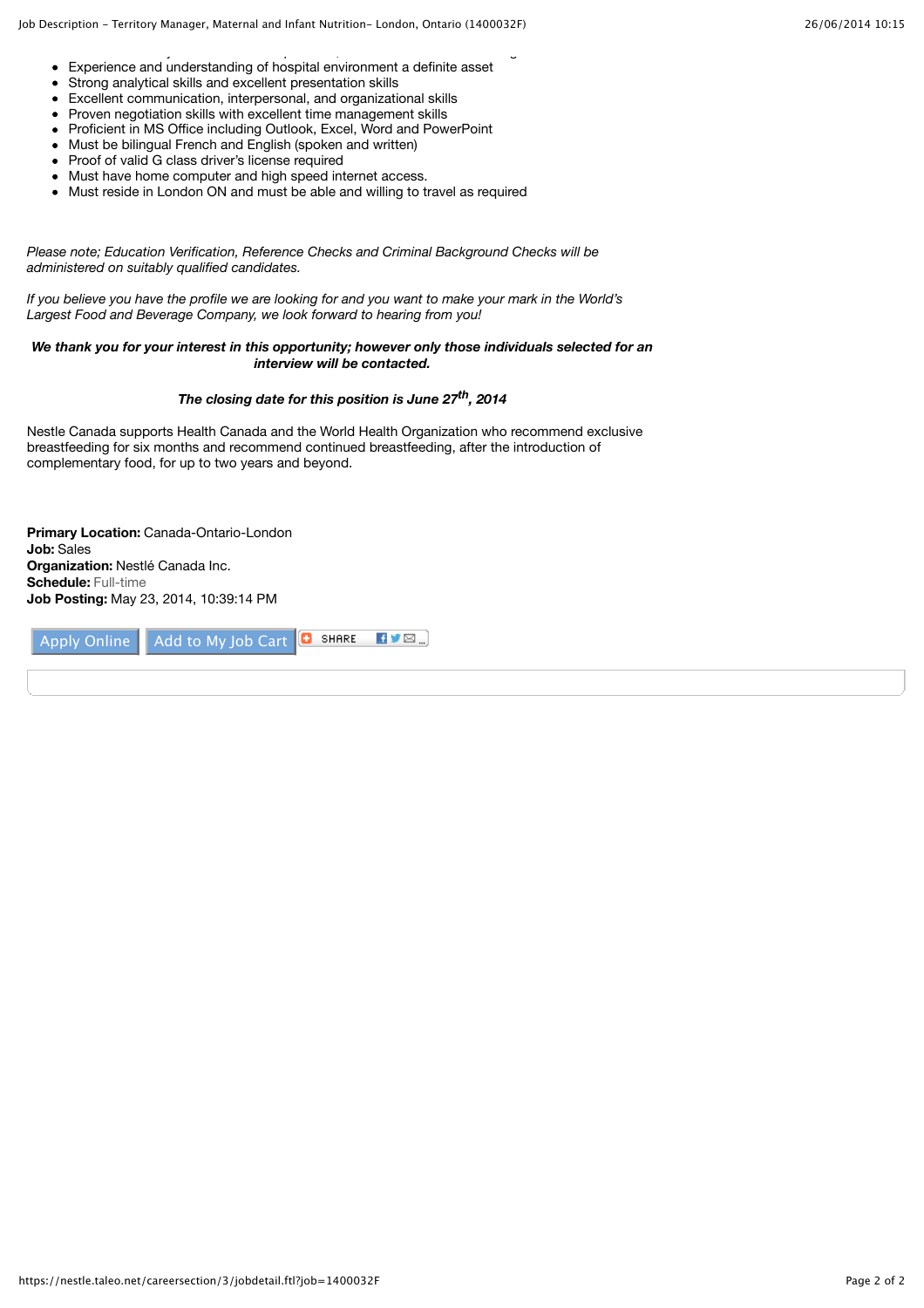- Experience and understanding of hospital environment a definite asset
- Strong analytical skills and excellent presentation skills
- Excellent communication, interpersonal, and organizational skills
- Proven negotiation skills with excellent time management skills
- Proficient in MS Office including Outlook, Excel, Word and PowerPoint
- Must be bilingual French and English (spoken and written)
- Proof of valid G class driver's license required
- Must have home computer and high speed internet access.
- Must reside in London ON and must be able and willing to travel as required

*Please note; Education Verification, Reference Checks and Criminal Background Checks will be administered on suitably qualified candidates.*

*If you believe you have the profile we are looking for and you want to make your mark in the World's Largest Food and Beverage Company, we look forward to hearing from you!*

***We thank you for your interest in this opportunity; however only those individuals selected for an interview will be contacted.***

***The closing date for this position is June 27th, 2014***

Nestle Canada supports Health Canada and the World Health Organization who recommend exclusive breastfeeding for six months and recommend continued breastfeeding, after the introduction of complementary food, for up to two years and beyond.

**Primary Location:** Canada-Ontario-London
**Job:** Sales
**Organization:** Nestlé Canada Inc.
**Schedule:** Full-time
**Job Posting:** May 23, 2014, 10:39:14 PM

Apply Online | Add to My Job Cart | SHARE